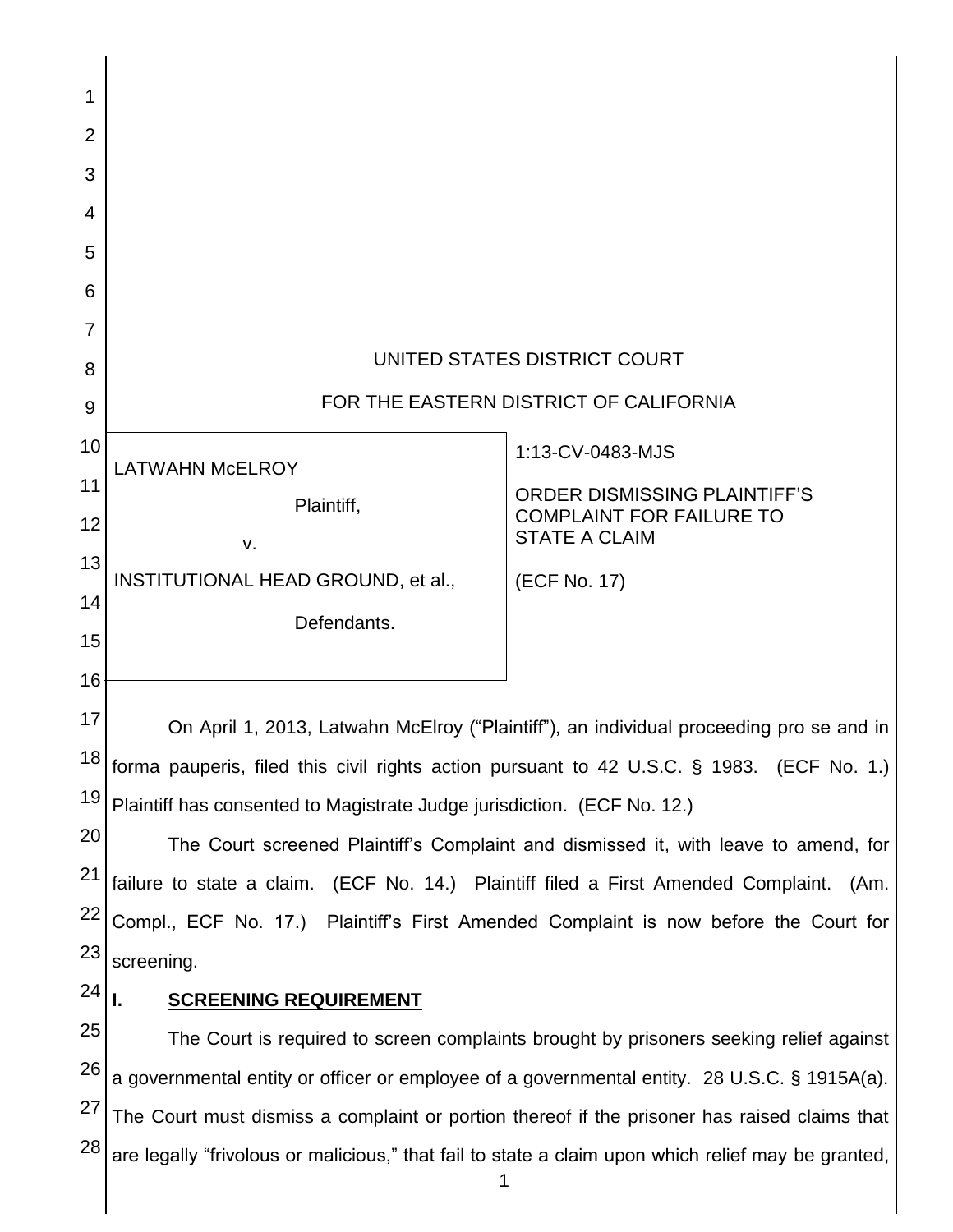UNITED STATES DISTRICT COURT

FOR THE EASTERN DISTRICT OF CALIFORNIA

| | |
|---|---|
| LATWAHN McELROY<br><br>Plaintiff,<br><br>v.<br><br>INSTITUTIONAL HEAD GROUND, et al.,<br><br>Defendants. | 1:13-CV-0483-MJS<br><br>ORDER DISMISSING PLAINTIFF'S COMPLAINT FOR FAILURE TO STATE A CLAIM<br><br>(ECF No. 17) |

On April 1, 2013, Latwahn McElroy ("Plaintiff"), an individual proceeding pro se and in forma pauperis, filed this civil rights action pursuant to 42 U.S.C. § 1983. (ECF No. 1.) Plaintiff has consented to Magistrate Judge jurisdiction. (ECF No. 12.)

The Court screened Plaintiff's Complaint and dismissed it, with leave to amend, for failure to state a claim. (ECF No. 14.) Plaintiff filed a First Amended Complaint. (Am. Compl., ECF No. 17.) Plaintiff's First Amended Complaint is now before the Court for screening.

## I. SCREENING REQUIREMENT

The Court is required to screen complaints brought by prisoners seeking relief against a governmental entity or officer or employee of a governmental entity. 28 U.S.C. § 1915A(a). The Court must dismiss a complaint or portion thereof if the prisoner has raised claims that are legally "frivolous or malicious," that fail to state a claim upon which relief may be granted,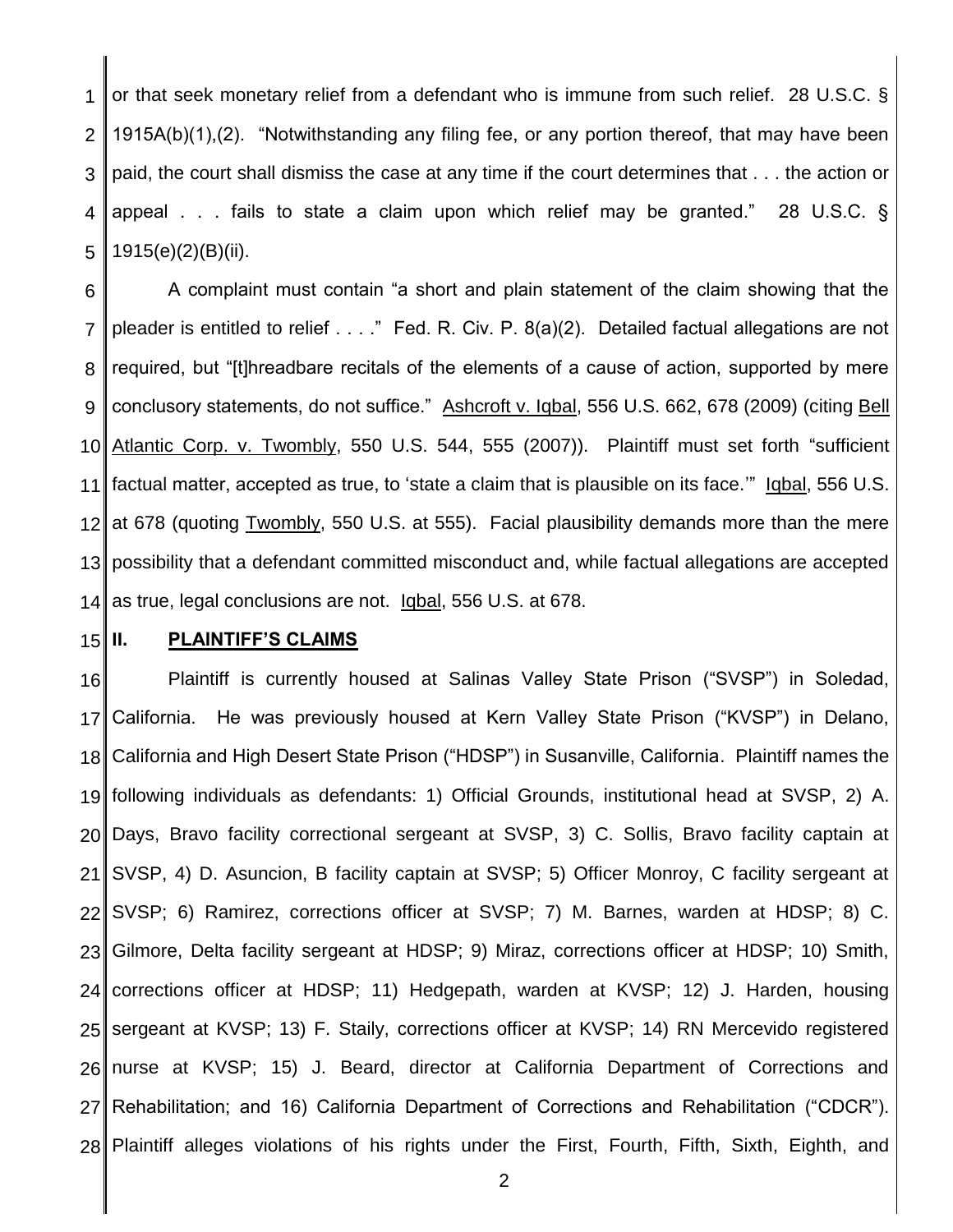or that seek monetary relief from a defendant who is immune from such relief. 28 U.S.C. § 1915A(b)(1),(2). "Notwithstanding any filing fee, or any portion thereof, that may have been paid, the court shall dismiss the case at any time if the court determines that . . . the action or appeal . . . fails to state a claim upon which relief may be granted." 28 U.S.C. § 1915(e)(2)(B)(ii).

A complaint must contain "a short and plain statement of the claim showing that the pleader is entitled to relief . . . ." Fed. R. Civ. P. 8(a)(2). Detailed factual allegations are not required, but "[t]hreadbare recitals of the elements of a cause of action, supported by mere conclusory statements, do not suffice." Ashcroft v. Iqbal, 556 U.S. 662, 678 (2009) (citing Bell Atlantic Corp. v. Twombly, 550 U.S. 544, 555 (2007)). Plaintiff must set forth "sufficient factual matter, accepted as true, to 'state a claim that is plausible on its face.'" Iqbal, 556 U.S. at 678 (quoting Twombly, 550 U.S. at 555). Facial plausibility demands more than the mere possibility that a defendant committed misconduct and, while factual allegations are accepted as true, legal conclusions are not. Iqbal, 556 U.S. at 678.

## II. PLAINTIFF'S CLAIMS

Plaintiff is currently housed at Salinas Valley State Prison ("SVSP") in Soledad, California. He was previously housed at Kern Valley State Prison ("KVSP") in Delano, California and High Desert State Prison ("HDSP") in Susanville, California. Plaintiff names the following individuals as defendants: 1) Official Grounds, institutional head at SVSP, 2) A. Days, Bravo facility correctional sergeant at SVSP, 3) C. Sollis, Bravo facility captain at SVSP, 4) D. Asuncion, B facility captain at SVSP; 5) Officer Monroy, C facility sergeant at SVSP; 6) Ramirez, corrections officer at SVSP; 7) M. Barnes, warden at HDSP; 8) C. Gilmore, Delta facility sergeant at HDSP; 9) Miraz, corrections officer at HDSP; 10) Smith, corrections officer at HDSP; 11) Hedgepath, warden at KVSP; 12) J. Harden, housing sergeant at KVSP; 13) F. Staily, corrections officer at KVSP; 14) RN Mercevido registered nurse at KVSP; 15) J. Beard, director at California Department of Corrections and Rehabilitation; and 16) California Department of Corrections and Rehabilitation ("CDCR"). Plaintiff alleges violations of his rights under the First, Fourth, Fifth, Sixth, Eighth, and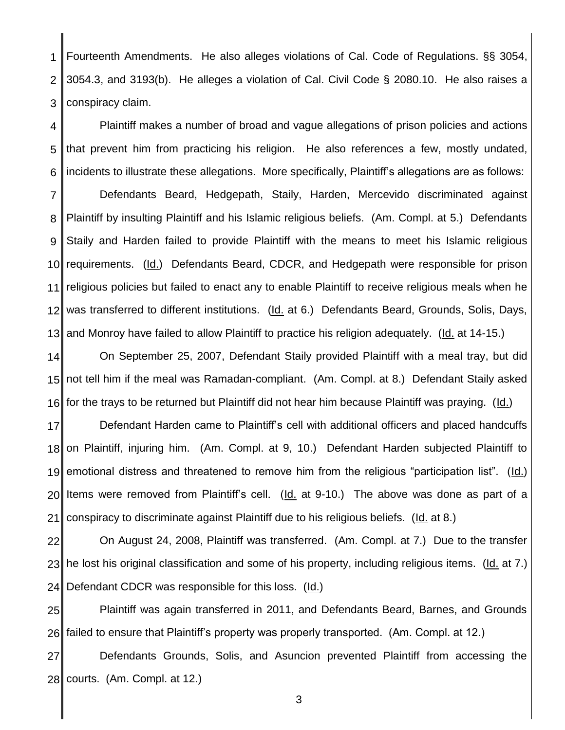Fourteenth Amendments. He also alleges violations of Cal. Code of Regulations. §§ 3054, 3054.3, and 3193(b). He alleges a violation of Cal. Civil Code § 2080.10. He also raises a conspiracy claim.

Plaintiff makes a number of broad and vague allegations of prison policies and actions that prevent him from practicing his religion. He also references a few, mostly undated, incidents to illustrate these allegations. More specifically, Plaintiff's allegations are as follows:

Defendants Beard, Hedgepath, Staily, Harden, Mercevido discriminated against Plaintiff by insulting Plaintiff and his Islamic religious beliefs. (Am. Compl. at 5.) Defendants Staily and Harden failed to provide Plaintiff with the means to meet his Islamic religious requirements. (Id.) Defendants Beard, CDCR, and Hedgepath were responsible for prison religious policies but failed to enact any to enable Plaintiff to receive religious meals when he was transferred to different institutions. (Id. at 6.) Defendants Beard, Grounds, Solis, Days, and Monroy have failed to allow Plaintiff to practice his religion adequately. (Id. at 14-15.)

On September 25, 2007, Defendant Staily provided Plaintiff with a meal tray, but did not tell him if the meal was Ramadan-compliant. (Am. Compl. at 8.) Defendant Staily asked for the trays to be returned but Plaintiff did not hear him because Plaintiff was praying. (Id.)

Defendant Harden came to Plaintiff's cell with additional officers and placed handcuffs on Plaintiff, injuring him. (Am. Compl. at 9, 10.) Defendant Harden subjected Plaintiff to emotional distress and threatened to remove him from the religious "participation list". (Id.) Items were removed from Plaintiff's cell. (Id. at 9-10.) The above was done as part of a conspiracy to discriminate against Plaintiff due to his religious beliefs. (Id. at 8.)

On August 24, 2008, Plaintiff was transferred. (Am. Compl. at 7.) Due to the transfer he lost his original classification and some of his property, including religious items. (Id. at 7.) Defendant CDCR was responsible for this loss. (Id.)

Plaintiff was again transferred in 2011, and Defendants Beard, Barnes, and Grounds failed to ensure that Plaintiff's property was properly transported. (Am. Compl. at 12.)

Defendants Grounds, Solis, and Asuncion prevented Plaintiff from accessing the courts. (Am. Compl. at 12.)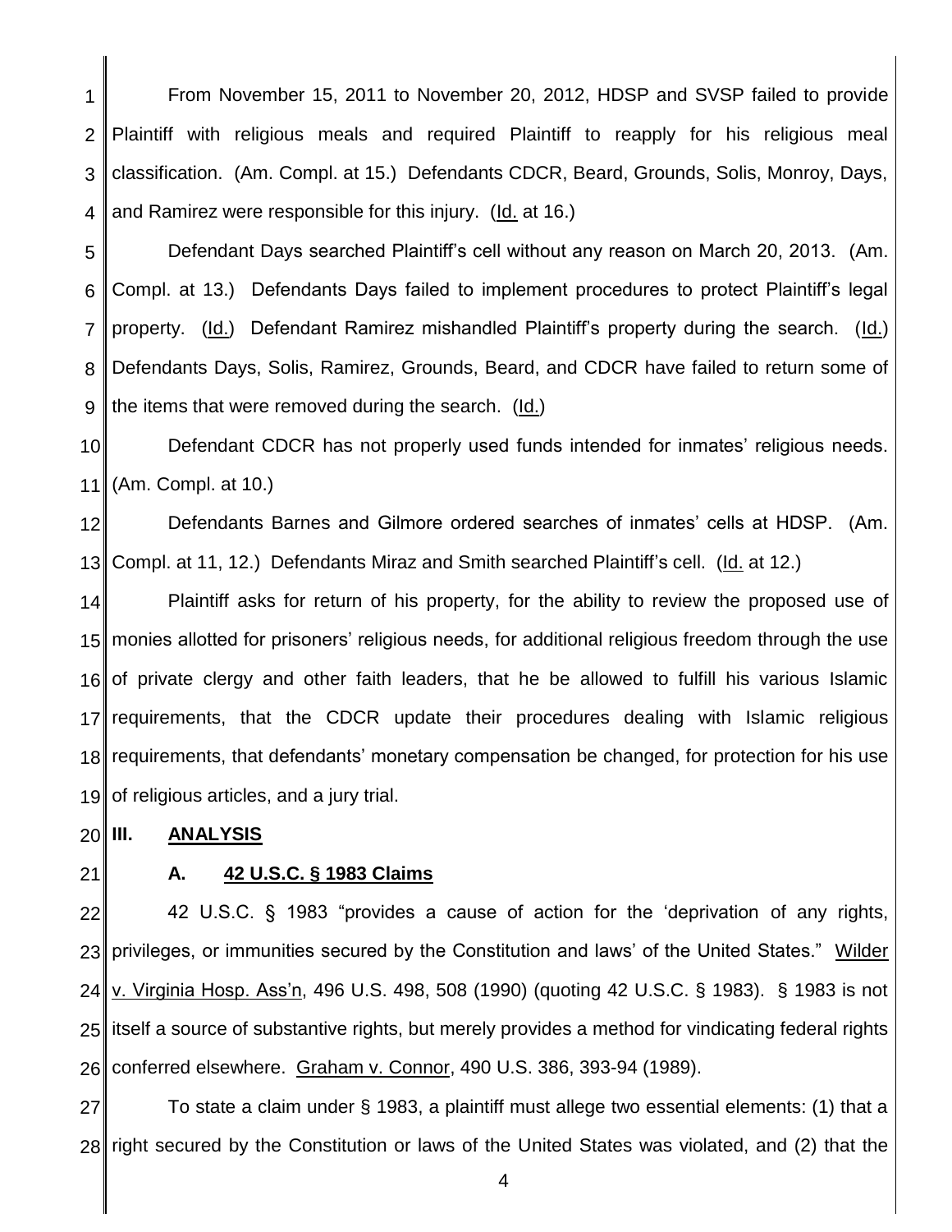From November 15, 2011 to November 20, 2012, HDSP and SVSP failed to provide Plaintiff with religious meals and required Plaintiff to reapply for his religious meal classification. (Am. Compl. at 15.) Defendants CDCR, Beard, Grounds, Solis, Monroy, Days, and Ramirez were responsible for this injury. (Id. at 16.)

Defendant Days searched Plaintiff's cell without any reason on March 20, 2013. (Am. Compl. at 13.) Defendants Days failed to implement procedures to protect Plaintiff's legal property. (Id.) Defendant Ramirez mishandled Plaintiff's property during the search. (Id.) Defendants Days, Solis, Ramirez, Grounds, Beard, and CDCR have failed to return some of the items that were removed during the search. (Id.)

Defendant CDCR has not properly used funds intended for inmates' religious needs. (Am. Compl. at 10.)

Defendants Barnes and Gilmore ordered searches of inmates' cells at HDSP. (Am. Compl. at 11, 12.) Defendants Miraz and Smith searched Plaintiff's cell. (Id. at 12.)

Plaintiff asks for return of his property, for the ability to review the proposed use of monies allotted for prisoners' religious needs, for additional religious freedom through the use of private clergy and other faith leaders, that he be allowed to fulfill his various Islamic requirements, that the CDCR update their procedures dealing with Islamic religious requirements, that defendants' monetary compensation be changed, for protection for his use of religious articles, and a jury trial.

## III. ANALYSIS

### A. 42 U.S.C. § 1983 Claims

42 U.S.C. § 1983 "provides a cause of action for the 'deprivation of any rights, privileges, or immunities secured by the Constitution and laws' of the United States." Wilder v. Virginia Hosp. Ass'n, 496 U.S. 498, 508 (1990) (quoting 42 U.S.C. § 1983). § 1983 is not itself a source of substantive rights, but merely provides a method for vindicating federal rights conferred elsewhere. Graham v. Connor, 490 U.S. 386, 393-94 (1989).

To state a claim under § 1983, a plaintiff must allege two essential elements: (1) that a right secured by the Constitution or laws of the United States was violated, and (2) that the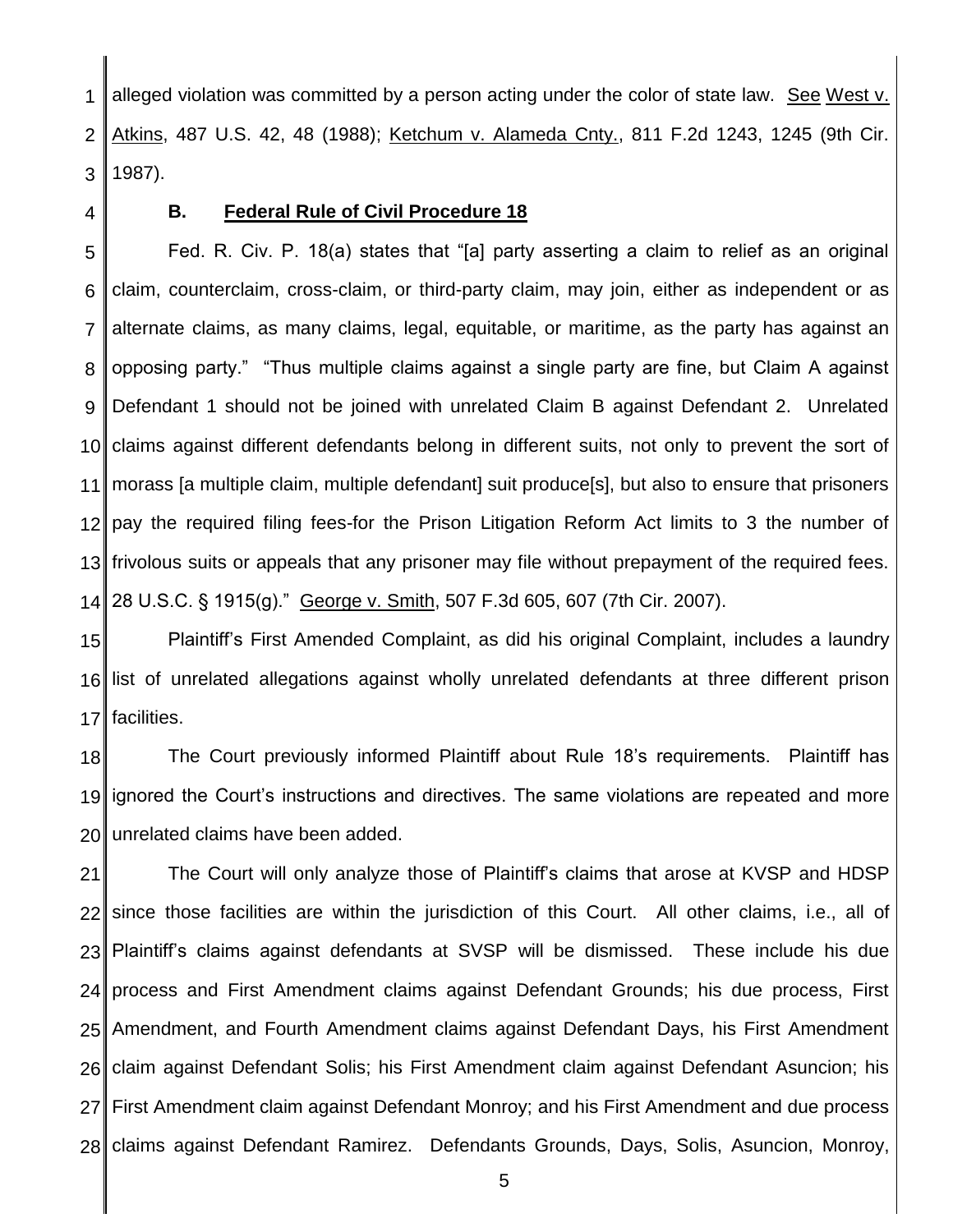alleged violation was committed by a person acting under the color of state law. See West v. Atkins, 487 U.S. 42, 48 (1988); Ketchum v. Alameda Cnty., 811 F.2d 1243, 1245 (9th Cir. 1987).

### B. Federal Rule of Civil Procedure 18

Fed. R. Civ. P. 18(a) states that "[a] party asserting a claim to relief as an original claim, counterclaim, cross-claim, or third-party claim, may join, either as independent or as alternate claims, as many claims, legal, equitable, or maritime, as the party has against an opposing party." "Thus multiple claims against a single party are fine, but Claim A against Defendant 1 should not be joined with unrelated Claim B against Defendant 2. Unrelated claims against different defendants belong in different suits, not only to prevent the sort of morass [a multiple claim, multiple defendant] suit produce[s], but also to ensure that prisoners pay the required filing fees-for the Prison Litigation Reform Act limits to 3 the number of frivolous suits or appeals that any prisoner may file without prepayment of the required fees. 28 U.S.C. § 1915(g)." George v. Smith, 507 F.3d 605, 607 (7th Cir. 2007).

Plaintiff's First Amended Complaint, as did his original Complaint, includes a laundry list of unrelated allegations against wholly unrelated defendants at three different prison facilities.

The Court previously informed Plaintiff about Rule 18's requirements. Plaintiff has ignored the Court's instructions and directives. The same violations are repeated and more unrelated claims have been added.

The Court will only analyze those of Plaintiff's claims that arose at KVSP and HDSP since those facilities are within the jurisdiction of this Court. All other claims, i.e., all of Plaintiff's claims against defendants at SVSP will be dismissed. These include his due process and First Amendment claims against Defendant Grounds; his due process, First Amendment, and Fourth Amendment claims against Defendant Days, his First Amendment claim against Defendant Solis; his First Amendment claim against Defendant Asuncion; his First Amendment claim against Defendant Monroy; and his First Amendment and due process claims against Defendant Ramirez. Defendants Grounds, Days, Solis, Asuncion, Monroy,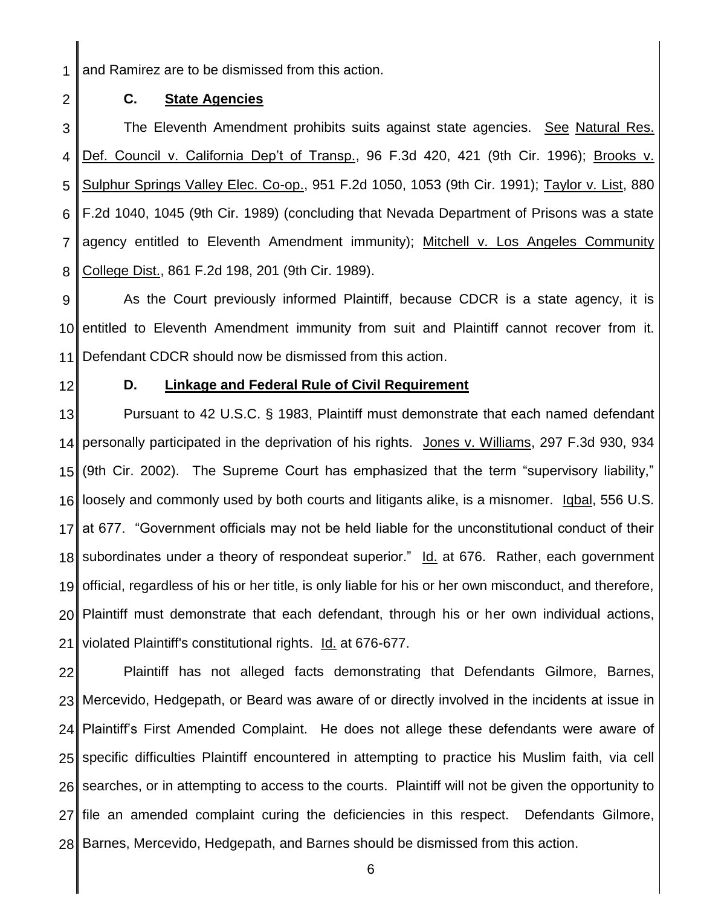and Ramirez are to be dismissed from this action.

### C. State Agencies

The Eleventh Amendment prohibits suits against state agencies. See Natural Res. Def. Council v. California Dep't of Transp., 96 F.3d 420, 421 (9th Cir. 1996); Brooks v. Sulphur Springs Valley Elec. Co-op., 951 F.2d 1050, 1053 (9th Cir. 1991); Taylor v. List, 880 F.2d 1040, 1045 (9th Cir. 1989) (concluding that Nevada Department of Prisons was a state agency entitled to Eleventh Amendment immunity); Mitchell v. Los Angeles Community College Dist., 861 F.2d 198, 201 (9th Cir. 1989).

As the Court previously informed Plaintiff, because CDCR is a state agency, it is entitled to Eleventh Amendment immunity from suit and Plaintiff cannot recover from it. Defendant CDCR should now be dismissed from this action.

### D. Linkage and Federal Rule of Civil Requirement

Pursuant to 42 U.S.C. § 1983, Plaintiff must demonstrate that each named defendant personally participated in the deprivation of his rights. Jones v. Williams, 297 F.3d 930, 934 (9th Cir. 2002). The Supreme Court has emphasized that the term "supervisory liability," loosely and commonly used by both courts and litigants alike, is a misnomer. Iqbal, 556 U.S. at 677. "Government officials may not be held liable for the unconstitutional conduct of their subordinates under a theory of respondeat superior." Id. at 676. Rather, each government official, regardless of his or her title, is only liable for his or her own misconduct, and therefore, Plaintiff must demonstrate that each defendant, through his or her own individual actions, violated Plaintiff's constitutional rights. Id. at 676-677.

Plaintiff has not alleged facts demonstrating that Defendants Gilmore, Barnes, Mercevido, Hedgepath, or Beard was aware of or directly involved in the incidents at issue in Plaintiff's First Amended Complaint. He does not allege these defendants were aware of specific difficulties Plaintiff encountered in attempting to practice his Muslim faith, via cell searches, or in attempting to access to the courts. Plaintiff will not be given the opportunity to file an amended complaint curing the deficiencies in this respect. Defendants Gilmore, Barnes, Mercevido, Hedgepath, and Barnes should be dismissed from this action.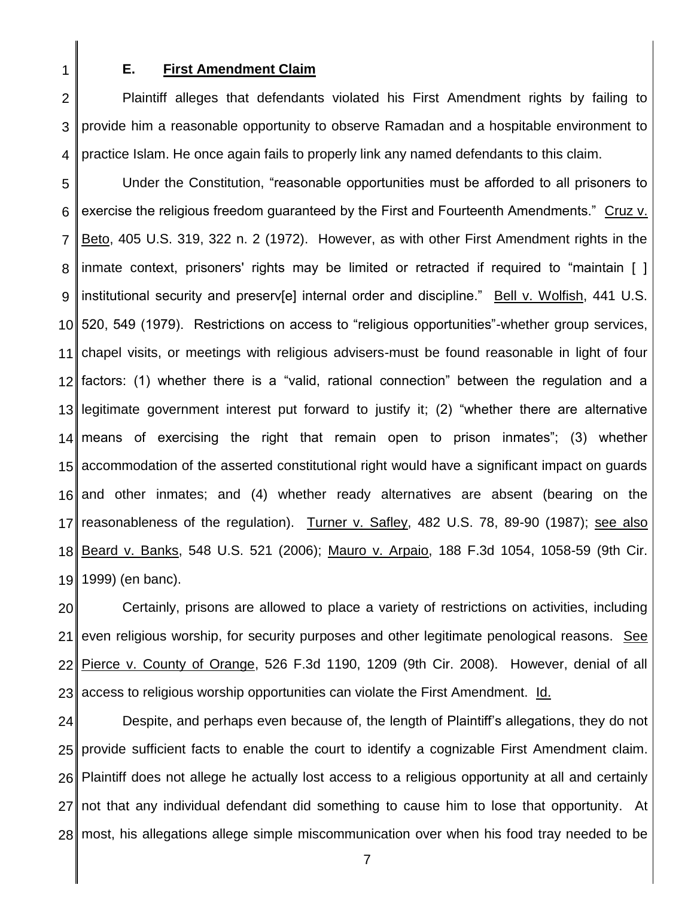### E. **First Amendment Claim**

Plaintiff alleges that defendants violated his First Amendment rights by failing to provide him a reasonable opportunity to observe Ramadan and a hospitable environment to practice Islam. He once again fails to properly link any named defendants to this claim.

Under the Constitution, "reasonable opportunities must be afforded to all prisoners to exercise the religious freedom guaranteed by the First and Fourteenth Amendments." Cruz v. Beto, 405 U.S. 319, 322 n. 2 (1972). However, as with other First Amendment rights in the inmate context, prisoners' rights may be limited or retracted if required to "maintain [ ] institutional security and preserv[e] internal order and discipline." Bell v. Wolfish, 441 U.S. 520, 549 (1979). Restrictions on access to "religious opportunities"-whether group services, chapel visits, or meetings with religious advisers-must be found reasonable in light of four factors: (1) whether there is a "valid, rational connection" between the regulation and a legitimate government interest put forward to justify it; (2) "whether there are alternative means of exercising the right that remain open to prison inmates"; (3) whether accommodation of the asserted constitutional right would have a significant impact on guards and other inmates; and (4) whether ready alternatives are absent (bearing on the reasonableness of the regulation). Turner v. Safley, 482 U.S. 78, 89-90 (1987); see also Beard v. Banks, 548 U.S. 521 (2006); Mauro v. Arpaio, 188 F.3d 1054, 1058-59 (9th Cir. 1999) (en banc).

Certainly, prisons are allowed to place a variety of restrictions on activities, including even religious worship, for security purposes and other legitimate penological reasons. See Pierce v. County of Orange, 526 F.3d 1190, 1209 (9th Cir. 2008). However, denial of all access to religious worship opportunities can violate the First Amendment. Id.

Despite, and perhaps even because of, the length of Plaintiff's allegations, they do not provide sufficient facts to enable the court to identify a cognizable First Amendment claim. Plaintiff does not allege he actually lost access to a religious opportunity at all and certainly not that any individual defendant did something to cause him to lose that opportunity. At most, his allegations allege simple miscommunication over when his food tray needed to be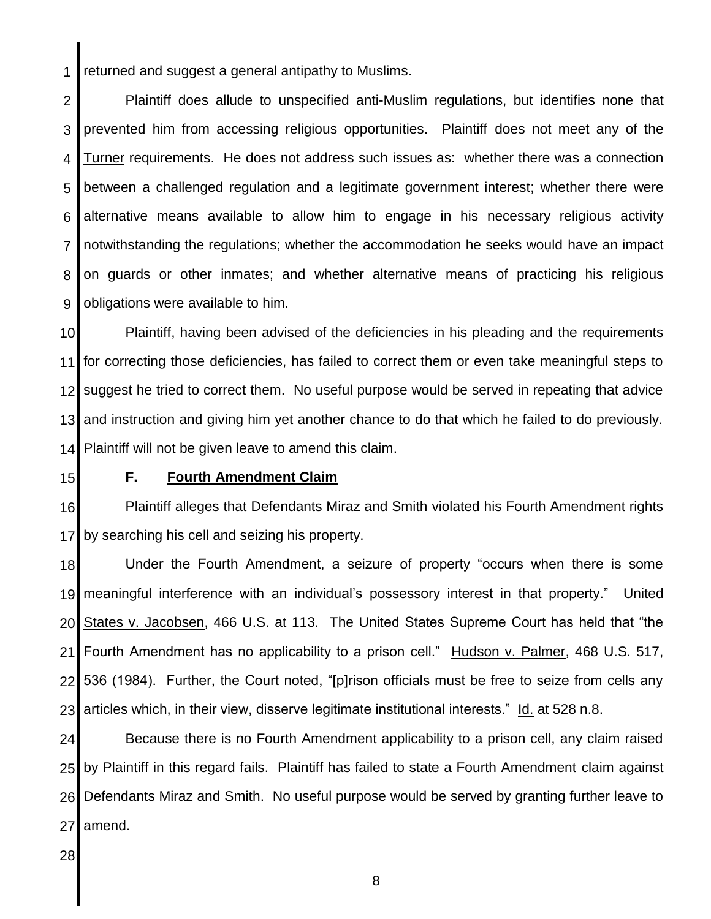returned and suggest a general antipathy to Muslims.

Plaintiff does allude to unspecified anti-Muslim regulations, but identifies none that prevented him from accessing religious opportunities. Plaintiff does not meet any of the Turner requirements. He does not address such issues as: whether there was a connection between a challenged regulation and a legitimate government interest; whether there were alternative means available to allow him to engage in his necessary religious activity notwithstanding the regulations; whether the accommodation he seeks would have an impact on guards or other inmates; and whether alternative means of practicing his religious obligations were available to him.

Plaintiff, having been advised of the deficiencies in his pleading and the requirements for correcting those deficiencies, has failed to correct them or even take meaningful steps to suggest he tried to correct them. No useful purpose would be served in repeating that advice and instruction and giving him yet another chance to do that which he failed to do previously. Plaintiff will not be given leave to amend this claim.

### F. Fourth Amendment Claim

Plaintiff alleges that Defendants Miraz and Smith violated his Fourth Amendment rights by searching his cell and seizing his property.

Under the Fourth Amendment, a seizure of property "occurs when there is some meaningful interference with an individual's possessory interest in that property." United States v. Jacobsen, 466 U.S. at 113. The United States Supreme Court has held that "the Fourth Amendment has no applicability to a prison cell." Hudson v. Palmer, 468 U.S. 517, 536 (1984). Further, the Court noted, "[p]rison officials must be free to seize from cells any articles which, in their view, disserve legitimate institutional interests." Id. at 528 n.8.

Because there is no Fourth Amendment applicability to a prison cell, any claim raised by Plaintiff in this regard fails. Plaintiff has failed to state a Fourth Amendment claim against Defendants Miraz and Smith. No useful purpose would be served by granting further leave to amend.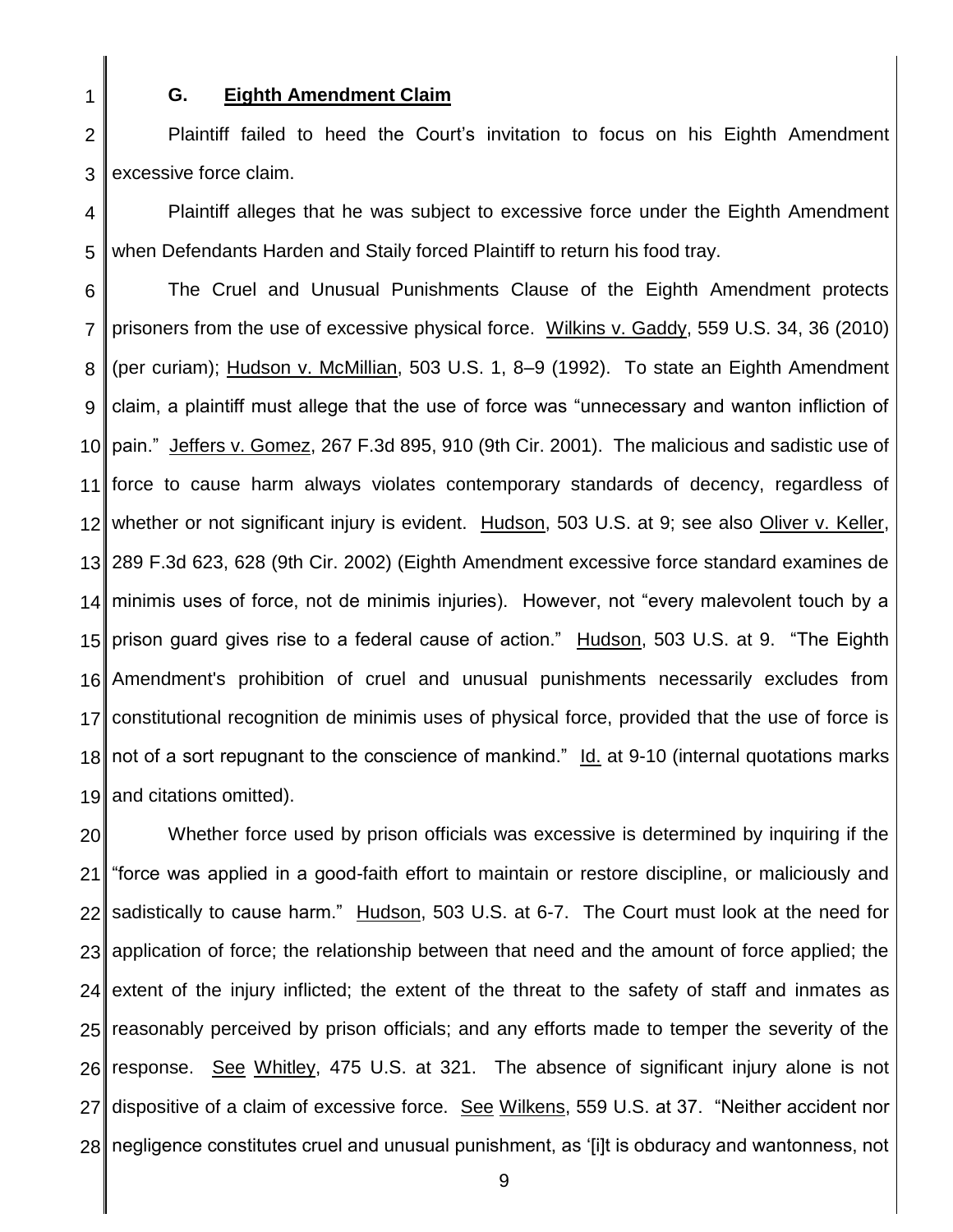### G. Eighth Amendment Claim

Plaintiff failed to heed the Court's invitation to focus on his Eighth Amendment excessive force claim.

Plaintiff alleges that he was subject to excessive force under the Eighth Amendment when Defendants Harden and Staily forced Plaintiff to return his food tray.

The Cruel and Unusual Punishments Clause of the Eighth Amendment protects prisoners from the use of excessive physical force. Wilkins v. Gaddy, 559 U.S. 34, 36 (2010) (per curiam); Hudson v. McMillian, 503 U.S. 1, 8–9 (1992). To state an Eighth Amendment claim, a plaintiff must allege that the use of force was "unnecessary and wanton infliction of pain." Jeffers v. Gomez, 267 F.3d 895, 910 (9th Cir. 2001). The malicious and sadistic use of force to cause harm always violates contemporary standards of decency, regardless of whether or not significant injury is evident. Hudson, 503 U.S. at 9; see also Oliver v. Keller, 289 F.3d 623, 628 (9th Cir. 2002) (Eighth Amendment excessive force standard examines de minimis uses of force, not de minimis injuries). However, not "every malevolent touch by a prison guard gives rise to a federal cause of action." Hudson, 503 U.S. at 9. "The Eighth Amendment's prohibition of cruel and unusual punishments necessarily excludes from constitutional recognition de minimis uses of physical force, provided that the use of force is not of a sort repugnant to the conscience of mankind." Id. at 9-10 (internal quotations marks and citations omitted).

Whether force used by prison officials was excessive is determined by inquiring if the "force was applied in a good-faith effort to maintain or restore discipline, or maliciously and sadistically to cause harm." Hudson, 503 U.S. at 6-7. The Court must look at the need for application of force; the relationship between that need and the amount of force applied; the extent of the injury inflicted; the extent of the threat to the safety of staff and inmates as reasonably perceived by prison officials; and any efforts made to temper the severity of the response. See Whitley, 475 U.S. at 321. The absence of significant injury alone is not dispositive of a claim of excessive force. See Wilkens, 559 U.S. at 37. "Neither accident nor negligence constitutes cruel and unusual punishment, as '[i]t is obduracy and wantonness, not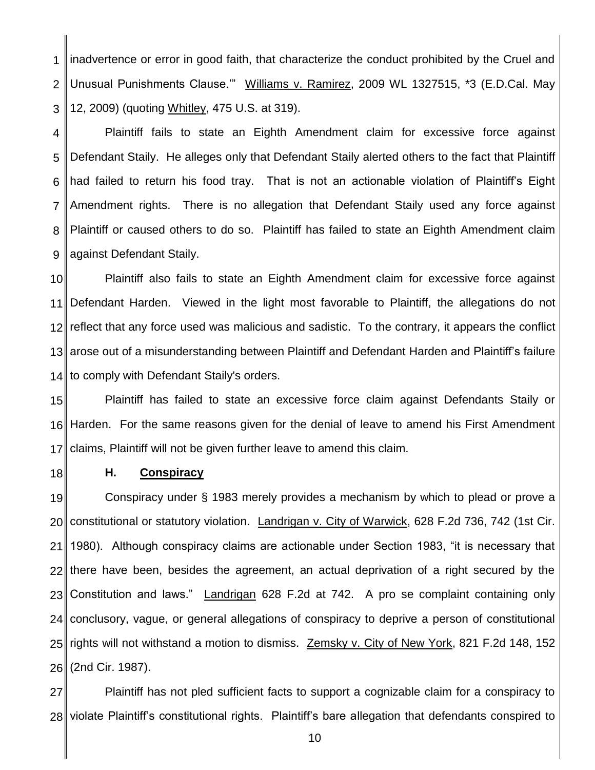inadvertence or error in good faith, that characterize the conduct prohibited by the Cruel and Unusual Punishments Clause.'" Williams v. Ramirez, 2009 WL 1327515, *3 (E.D.Cal. May 12, 2009) (quoting Whitley, 475 U.S. at 319).

Plaintiff fails to state an Eighth Amendment claim for excessive force against Defendant Staily. He alleges only that Defendant Staily alerted others to the fact that Plaintiff had failed to return his food tray. That is not an actionable violation of Plaintiff's Eight Amendment rights. There is no allegation that Defendant Staily used any force against Plaintiff or caused others to do so. Plaintiff has failed to state an Eighth Amendment claim against Defendant Staily.

Plaintiff also fails to state an Eighth Amendment claim for excessive force against Defendant Harden. Viewed in the light most favorable to Plaintiff, the allegations do not reflect that any force used was malicious and sadistic. To the contrary, it appears the conflict arose out of a misunderstanding between Plaintiff and Defendant Harden and Plaintiff's failure to comply with Defendant Staily's orders.

Plaintiff has failed to state an excessive force claim against Defendants Staily or Harden. For the same reasons given for the denial of leave to amend his First Amendment claims, Plaintiff will not be given further leave to amend this claim.

### H. Conspiracy

Conspiracy under § 1983 merely provides a mechanism by which to plead or prove a constitutional or statutory violation. Landrigan v. City of Warwick, 628 F.2d 736, 742 (1st Cir. 1980). Although conspiracy claims are actionable under Section 1983, "it is necessary that there have been, besides the agreement, an actual deprivation of a right secured by the Constitution and laws." Landrigan 628 F.2d at 742. A pro se complaint containing only conclusory, vague, or general allegations of conspiracy to deprive a person of constitutional rights will not withstand a motion to dismiss. Zemsky v. City of New York, 821 F.2d 148, 152 (2nd Cir. 1987).

Plaintiff has not pled sufficient facts to support a cognizable claim for a conspiracy to violate Plaintiff's constitutional rights. Plaintiff's bare allegation that defendants conspired to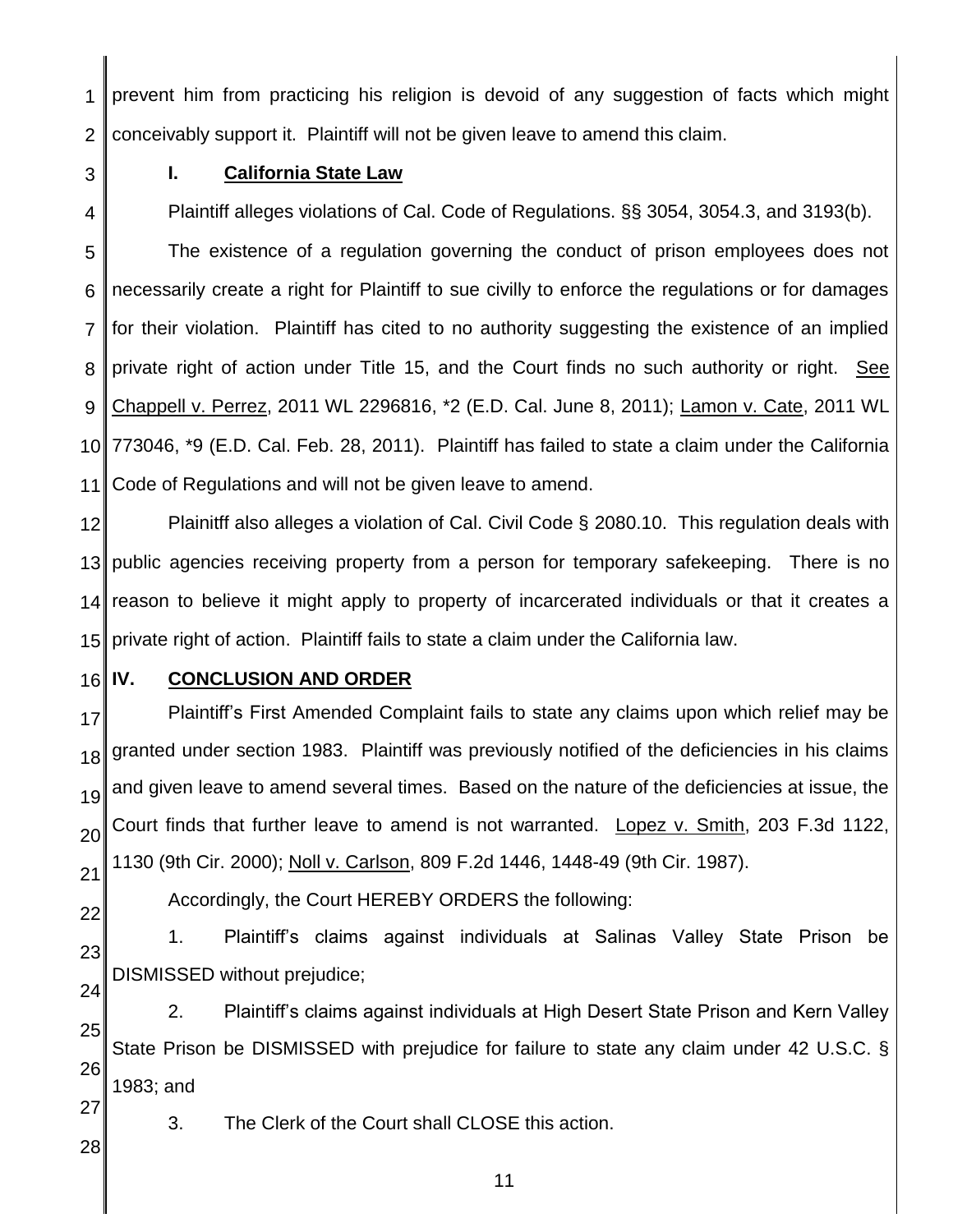prevent him from practicing his religion is devoid of any suggestion of facts which might conceivably support it. Plaintiff will not be given leave to amend this claim.

### I. California State Law

Plaintiff alleges violations of Cal. Code of Regulations. §§ 3054, 3054.3, and 3193(b).

The existence of a regulation governing the conduct of prison employees does not necessarily create a right for Plaintiff to sue civilly to enforce the regulations or for damages for their violation. Plaintiff has cited to no authority suggesting the existence of an implied private right of action under Title 15, and the Court finds no such authority or right. See Chappell v. Perrez, 2011 WL 2296816, *2 (E.D. Cal. June 8, 2011); Lamon v. Cate, 2011 WL 773046, *9 (E.D. Cal. Feb. 28, 2011). Plaintiff has failed to state a claim under the California Code of Regulations and will not be given leave to amend.

Plainitff also alleges a violation of Cal. Civil Code § 2080.10. This regulation deals with public agencies receiving property from a person for temporary safekeeping. There is no reason to believe it might apply to property of incarcerated individuals or that it creates a private right of action. Plaintiff fails to state a claim under the California law.

## IV. CONCLUSION AND ORDER

Plaintiff's First Amended Complaint fails to state any claims upon which relief may be granted under section 1983. Plaintiff was previously notified of the deficiencies in his claims and given leave to amend several times. Based on the nature of the deficiencies at issue, the Court finds that further leave to amend is not warranted. Lopez v. Smith, 203 F.3d 1122, 1130 (9th Cir. 2000); Noll v. Carlson, 809 F.2d 1446, 1448-49 (9th Cir. 1987).

Accordingly, the Court HEREBY ORDERS the following:

1. Plaintiff's claims against individuals at Salinas Valley State Prison be DISMISSED without prejudice;

2. Plaintiff's claims against individuals at High Desert State Prison and Kern Valley State Prison be DISMISSED with prejudice for failure to state any claim under 42 U.S.C. § 1983; and

3. The Clerk of the Court shall CLOSE this action.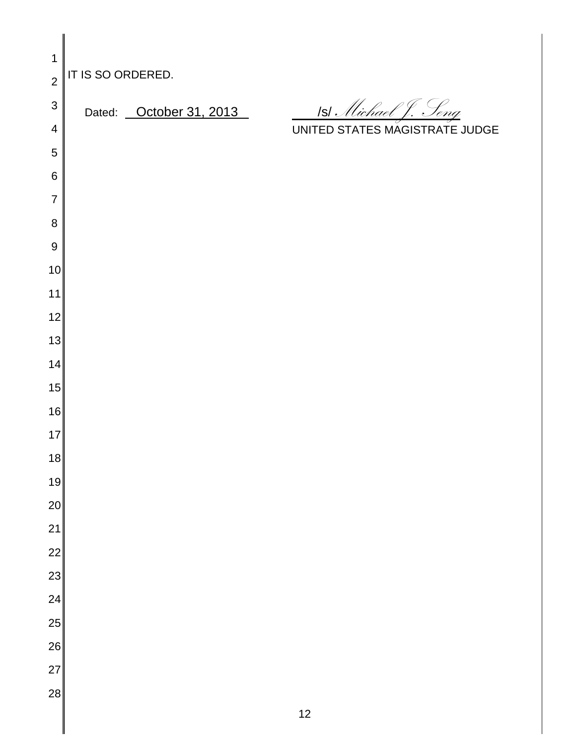IT IS SO ORDERED.

Dated: October 31, 2013

/s/ *Michael J. Seng*

UNITED STATES MAGISTRATE JUDGE